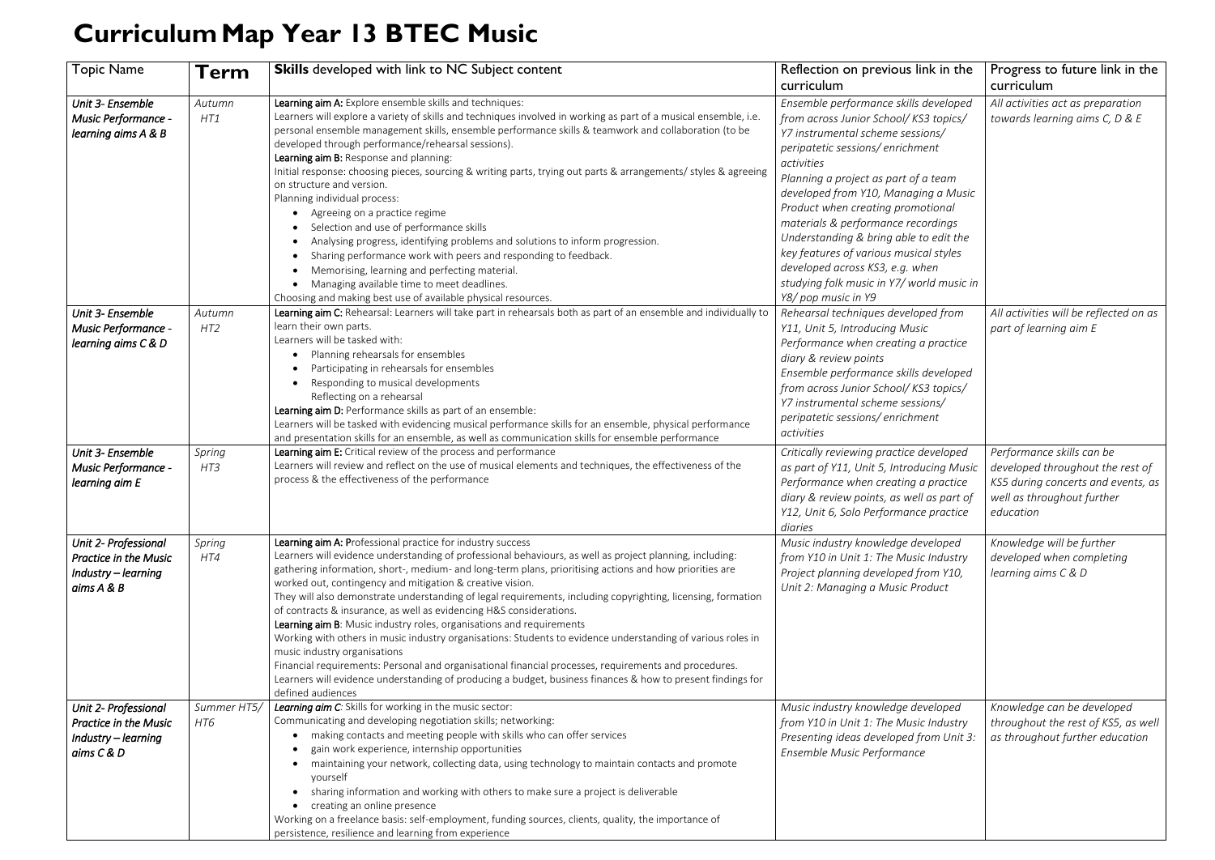# Curriculum Map Year 13 BTEC Music

| Topic Name | Term | **Skills** developed with link to NC Subject content | Reflection on previous link in the curriculum | Progress to future link in the curriculum |
|---|---|---|---|---|
| *Unit 3- Ensemble Music Performance - learning aims A & B* | *Autumn HT1* | **Learning aim A:** Explore ensemble skills and techniques:<br>Learners will explore a variety of skills and techniques involved in working as part of a musical ensemble, i.e. personal ensemble management skills, ensemble performance skills & teamwork and collaboration (to be developed through performance/rehearsal sessions).<br>**Learning aim B:** Response and planning:<br>Initial response: choosing pieces, sourcing & writing parts, trying out parts & arrangements/ styles & agreeing on structure and version.<br>Planning individual process:<br>• Agreeing on a practice regime<br>• Selection and use of performance skills<br>• Analysing progress, identifying problems and solutions to inform progression.<br>• Sharing performance work with peers and responding to feedback.<br>• Memorising, learning and perfecting material.<br>• Managing available time to meet deadlines.<br>Choosing and making best use of available physical resources. | *Ensemble performance skills developed from across Junior School/ KS3 topics/ Y7 instrumental scheme sessions/ peripatetic sessions/ enrichment activities*<br>*Planning a project as part of a team developed from Y10, Managing a Music Product when creating promotional materials & performance recordings*<br>*Understanding & bring able to edit the key features of various musical styles developed across KS3, e.g. when studying folk music in Y7/ world music in Y8/ pop music in Y9* | *All activities act as preparation towards learning aims C, D & E* |
| *Unit 3- Ensemble Music Performance - learning aims C & D* | *Autumn HT2* | **Learning aim C:** Rehearsal: Learners will take part in rehearsals both as part of an ensemble and individually to learn their own parts.<br>Learners will be tasked with:<br>• Planning rehearsals for ensembles<br>• Participating in rehearsals for ensembles<br>• Responding to musical developments<br>Reflecting on a rehearsal<br>**Learning aim D:** Performance skills as part of an ensemble:<br>Learners will be tasked with evidencing musical performance skills for an ensemble, physical performance and presentation skills for an ensemble, as well as communication skills for ensemble performance | *Rehearsal techniques developed from Y11, Unit 5, Introducing Music Performance when creating a practice diary & review points*<br>*Ensemble performance skills developed from across Junior School/ KS3 topics/ Y7 instrumental scheme sessions/ peripatetic sessions/ enrichment activities* | *All activities will be reflected on as part of learning aim E* |
| *Unit 3- Ensemble Music Performance - learning aim E* | *Spring HT3* | **Learning aim E:** Critical review of the process and performance<br>Learners will review and reflect on the use of musical elements and techniques, the effectiveness of the process & the effectiveness of the performance | *Critically reviewing practice developed as part of Y11, Unit 5, Introducing Music Performance when creating a practice diary & review points, as well as part of Y12, Unit 6, Solo Performance practice diaries* | *Performance skills can be developed throughout the rest of KS5 during concerts and events, as well as throughout further education* |
| *Unit 2- Professional Practice in the Music Industry – learning aims A & B* | *Spring HT4* | **Learning aim A: P**rofessional practice for industry success<br>Learners will evidence understanding of professional behaviours, as well as project planning, including: gathering information, short-, medium- and long-term plans, prioritising actions and how priorities are worked out, contingency and mitigation & creative vision.<br>They will also demonstrate understanding of legal requirements, including copyrighting, licensing, formation of contracts & insurance, as well as evidencing H&S considerations.<br>**Learning aim B**: Music industry roles, organisations and requirements<br>Working with others in music industry organisations: Students to evidence understanding of various roles in music industry organisations<br>Financial requirements: Personal and organisational financial processes, requirements and procedures.<br>Learners will evidence understanding of producing a budget, business finances & how to present findings for defined audiences | *Music industry knowledge developed from Y10 in Unit 1: The Music Industry*<br>*Project planning developed from Y10, Unit 2: Managing a Music Product* | *Knowledge will be further developed when completing learning aims C & D* |
| *Unit 2- Professional Practice in the Music Industry – learning aims C & D* | *Summer HT5/ HT6* | ***Learning aim C:*** Skills for working in the music sector:<br>Communicating and developing negotiation skills; networking:<br>• making contacts and meeting people with skills who can offer services<br>• gain work experience, internship opportunities<br>• maintaining your network, collecting data, using technology to maintain contacts and promote yourself<br>• sharing information and working with others to make sure a project is deliverable<br>• creating an online presence<br>Working on a freelance basis: self-employment, funding sources, clients, quality, the importance of persistence, resilience and learning from experience | *Music industry knowledge developed from Y10 in Unit 1: The Music Industry*<br>*Presenting ideas developed from Unit 3: Ensemble Music Performance* | *Knowledge can be developed throughout the rest of KS5, as well as throughout further education* |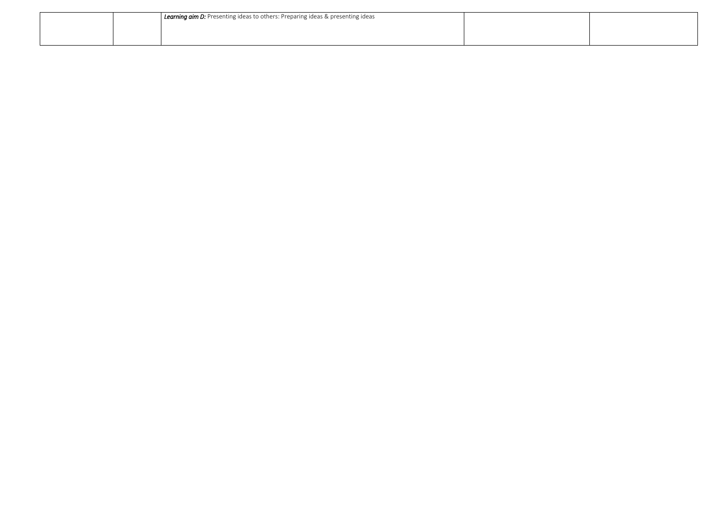| | | | | |
|---|---|---|---|---|
| | | ***Learning aim D:*** Presenting ideas to others: Preparing ideas & presenting ideas | | |